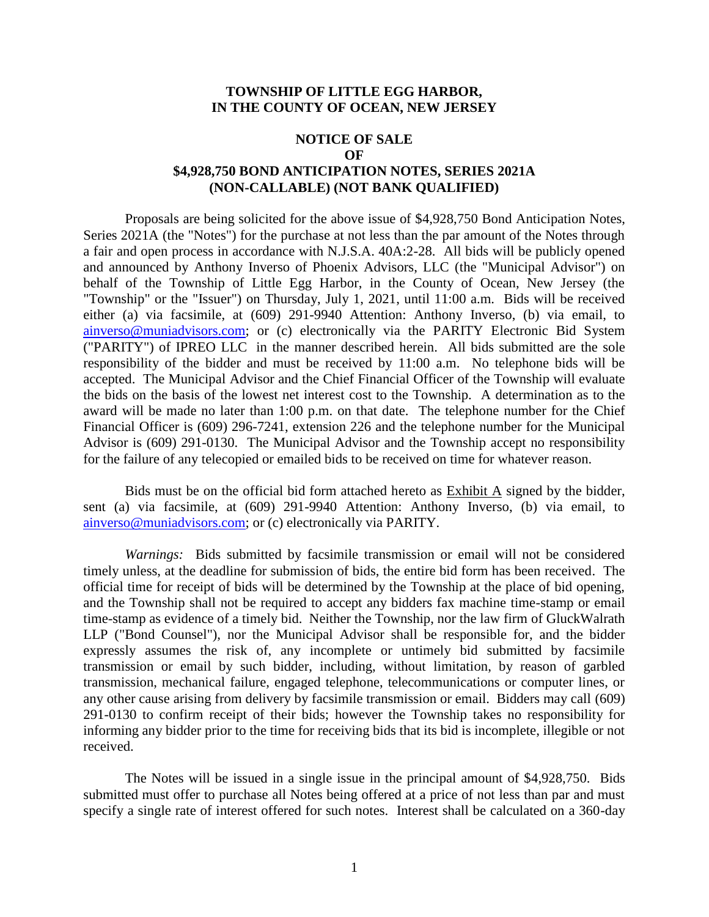**TOWNSHIP OF LITTLE EGG HARBOR,**
**IN THE COUNTY OF OCEAN, NEW JERSEY**

# NOTICE OF SALE OF $4,928,750 BOND ANTICIPATION NOTES, SERIES 2021A (NON-CALLABLE) (NOT BANK QUALIFIED)

Proposals are being solicited for the above issue of $4,928,750 Bond Anticipation Notes, Series 2021A (the "Notes") for the purchase at not less than the par amount of the Notes through a fair and open process in accordance with N.J.S.A. 40A:2-28. All bids will be publicly opened and announced by Anthony Inverso of Phoenix Advisors, LLC (the "Municipal Advisor") on behalf of the Township of Little Egg Harbor, in the County of Ocean, New Jersey (the "Township" or the "Issuer") on Thursday, July 1, 2021, until 11:00 a.m. Bids will be received either (a) via facsimile, at (609) 291-9940 Attention: Anthony Inverso, (b) via email, to ainverso@muniadvisors.com; or (c) electronically via the PARITY Electronic Bid System ("PARITY") of IPREO LLC in the manner described herein. All bids submitted are the sole responsibility of the bidder and must be received by 11:00 a.m. No telephone bids will be accepted. The Municipal Advisor and the Chief Financial Officer of the Township will evaluate the bids on the basis of the lowest net interest cost to the Township. A determination as to the award will be made no later than 1:00 p.m. on that date. The telephone number for the Chief Financial Officer is (609) 296-7241, extension 226 and the telephone number for the Municipal Advisor is (609) 291-0130. The Municipal Advisor and the Township accept no responsibility for the failure of any telecopied or emailed bids to be received on time for whatever reason.

Bids must be on the official bid form attached hereto as Exhibit A signed by the bidder, sent (a) via facsimile, at (609) 291-9940 Attention: Anthony Inverso, (b) via email, to ainverso@muniadvisors.com; or (c) electronically via PARITY.

*Warnings:* Bids submitted by facsimile transmission or email will not be considered timely unless, at the deadline for submission of bids, the entire bid form has been received. The official time for receipt of bids will be determined by the Township at the place of bid opening, and the Township shall not be required to accept any bidders fax machine time-stamp or email time-stamp as evidence of a timely bid. Neither the Township, nor the law firm of GluckWalrath LLP ("Bond Counsel"), nor the Municipal Advisor shall be responsible for, and the bidder expressly assumes the risk of, any incomplete or untimely bid submitted by facsimile transmission or email by such bidder, including, without limitation, by reason of garbled transmission, mechanical failure, engaged telephone, telecommunications or computer lines, or any other cause arising from delivery by facsimile transmission or email. Bidders may call (609) 291-0130 to confirm receipt of their bids; however the Township takes no responsibility for informing any bidder prior to the time for receiving bids that its bid is incomplete, illegible or not received.

The Notes will be issued in a single issue in the principal amount of $4,928,750. Bids submitted must offer to purchase all Notes being offered at a price of not less than par and must specify a single rate of interest offered for such notes. Interest shall be calculated on a 360-day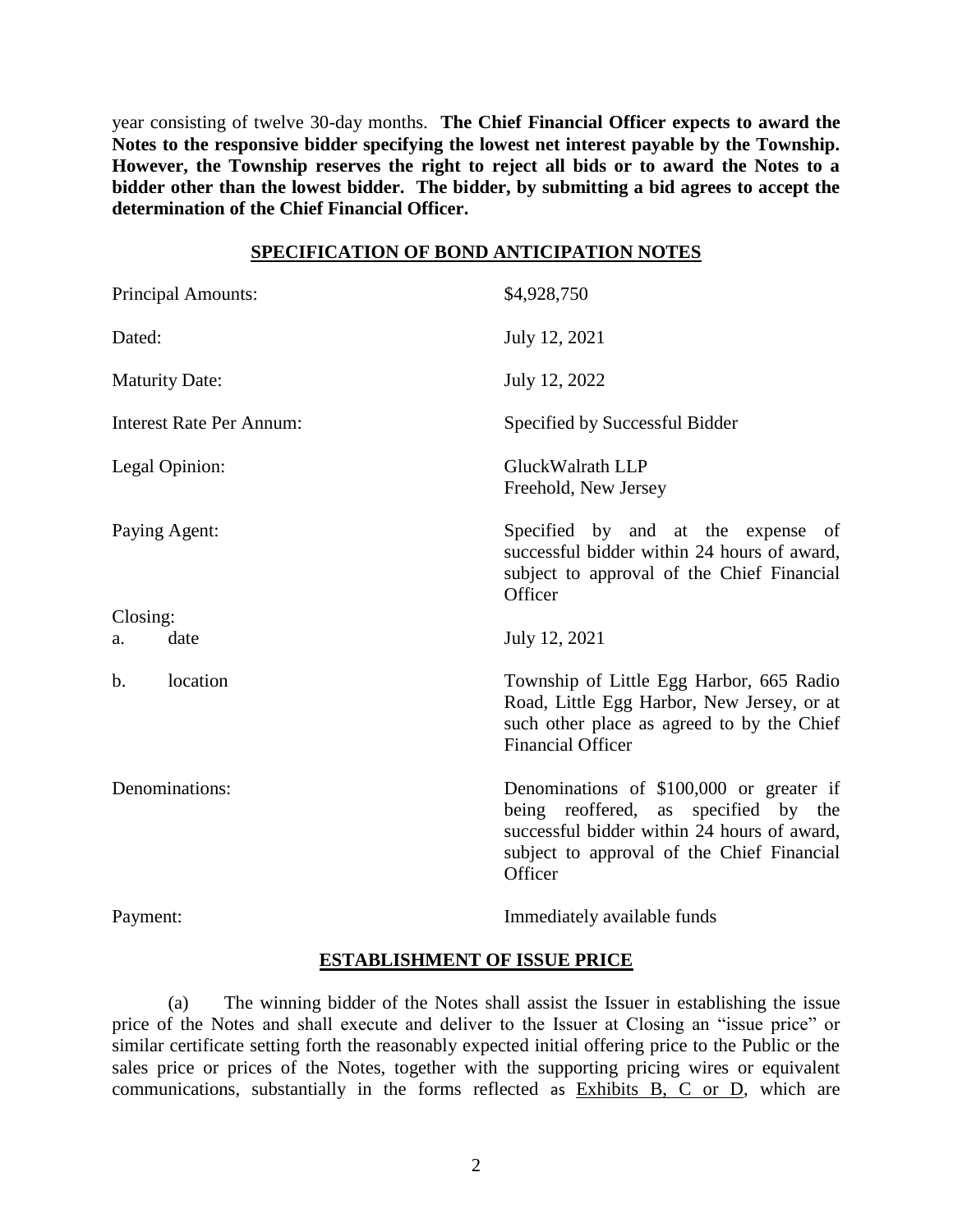year consisting of twelve 30-day months. **The Chief Financial Officer expects to award the Notes to the responsive bidder specifying the lowest net interest payable by the Township. However, the Township reserves the right to reject all bids or to award the Notes to a bidder other than the lowest bidder. The bidder, by submitting a bid agrees to accept the determination of the Chief Financial Officer.**

## SPECIFICATION OF BOND ANTICIPATION NOTES

| | |
|---|---|
| Principal Amounts: | $4,928,750 |
| Dated: | July 12, 2021 |
| Maturity Date: | July 12, 2022 |
| Interest Rate Per Annum: | Specified by Successful Bidder |
| Legal Opinion: | GluckWalrath LLP<br>Freehold, New Jersey |
| Paying Agent: | Specified by and at the expense of successful bidder within 24 hours of award, subject to approval of the Chief Financial Officer |
| Closing: | |
| a. date | July 12, 2021 |
| b. location | Township of Little Egg Harbor, 665 Radio Road, Little Egg Harbor, New Jersey, or at such other place as agreed to by the Chief Financial Officer |
| Denominations: | Denominations of $100,000 or greater if being reoffered, as specified by the successful bidder within 24 hours of award, subject to approval of the Chief Financial Officer |
| Payment: | Immediately available funds |

## ESTABLISHMENT OF ISSUE PRICE

(a) The winning bidder of the Notes shall assist the Issuer in establishing the issue price of the Notes and shall execute and deliver to the Issuer at Closing an "issue price" or similar certificate setting forth the reasonably expected initial offering price to the Public or the sales price or prices of the Notes, together with the supporting pricing wires or equivalent communications, substantially in the forms reflected as Exhibits B, C or D, which are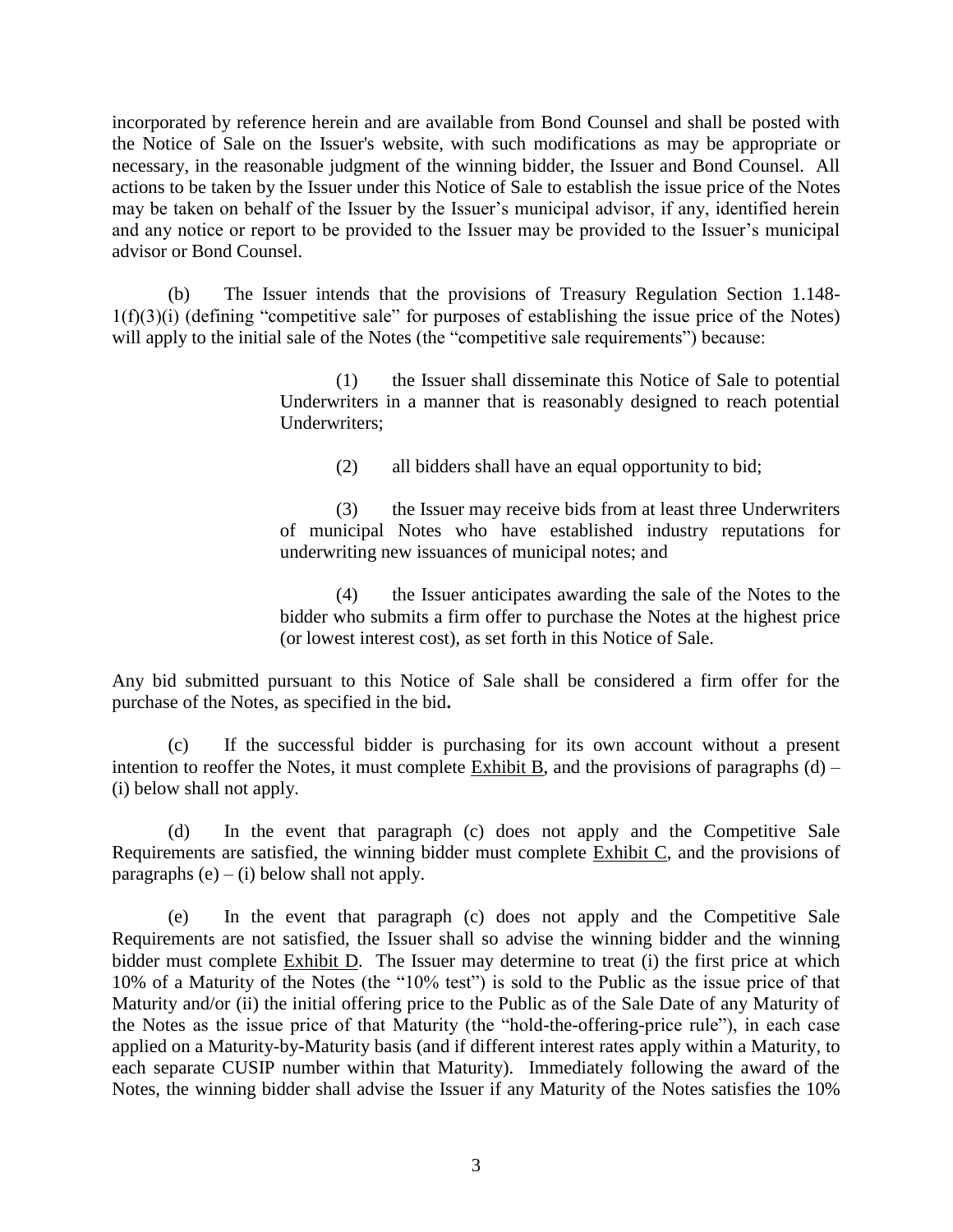incorporated by reference herein and are available from Bond Counsel and shall be posted with the Notice of Sale on the Issuer's website, with such modifications as may be appropriate or necessary, in the reasonable judgment of the winning bidder, the Issuer and Bond Counsel. All actions to be taken by the Issuer under this Notice of Sale to establish the issue price of the Notes may be taken on behalf of the Issuer by the Issuer's municipal advisor, if any, identified herein and any notice or report to be provided to the Issuer may be provided to the Issuer's municipal advisor or Bond Counsel.

(b) The Issuer intends that the provisions of Treasury Regulation Section 1.148-1(f)(3)(i) (defining "competitive sale" for purposes of establishing the issue price of the Notes) will apply to the initial sale of the Notes (the "competitive sale requirements") because:

> (1) the Issuer shall disseminate this Notice of Sale to potential Underwriters in a manner that is reasonably designed to reach potential Underwriters;
>
> (2) all bidders shall have an equal opportunity to bid;
>
> (3) the Issuer may receive bids from at least three Underwriters of municipal Notes who have established industry reputations for underwriting new issuances of municipal notes; and
>
> (4) the Issuer anticipates awarding the sale of the Notes to the bidder who submits a firm offer to purchase the Notes at the highest price (or lowest interest cost), as set forth in this Notice of Sale.

Any bid submitted pursuant to this Notice of Sale shall be considered a firm offer for the purchase of the Notes, as specified in the bid**.**

(c) If the successful bidder is purchasing for its own account without a present intention to reoffer the Notes, it must complete Exhibit B, and the provisions of paragraphs (d) – (i) below shall not apply.

(d) In the event that paragraph (c) does not apply and the Competitive Sale Requirements are satisfied, the winning bidder must complete Exhibit C, and the provisions of paragraphs (e) – (i) below shall not apply.

(e) In the event that paragraph (c) does not apply and the Competitive Sale Requirements are not satisfied, the Issuer shall so advise the winning bidder and the winning bidder must complete Exhibit D. The Issuer may determine to treat (i) the first price at which 10% of a Maturity of the Notes (the "10% test") is sold to the Public as the issue price of that Maturity and/or (ii) the initial offering price to the Public as of the Sale Date of any Maturity of the Notes as the issue price of that Maturity (the "hold-the-offering-price rule"), in each case applied on a Maturity-by-Maturity basis (and if different interest rates apply within a Maturity, to each separate CUSIP number within that Maturity). Immediately following the award of the Notes, the winning bidder shall advise the Issuer if any Maturity of the Notes satisfies the 10%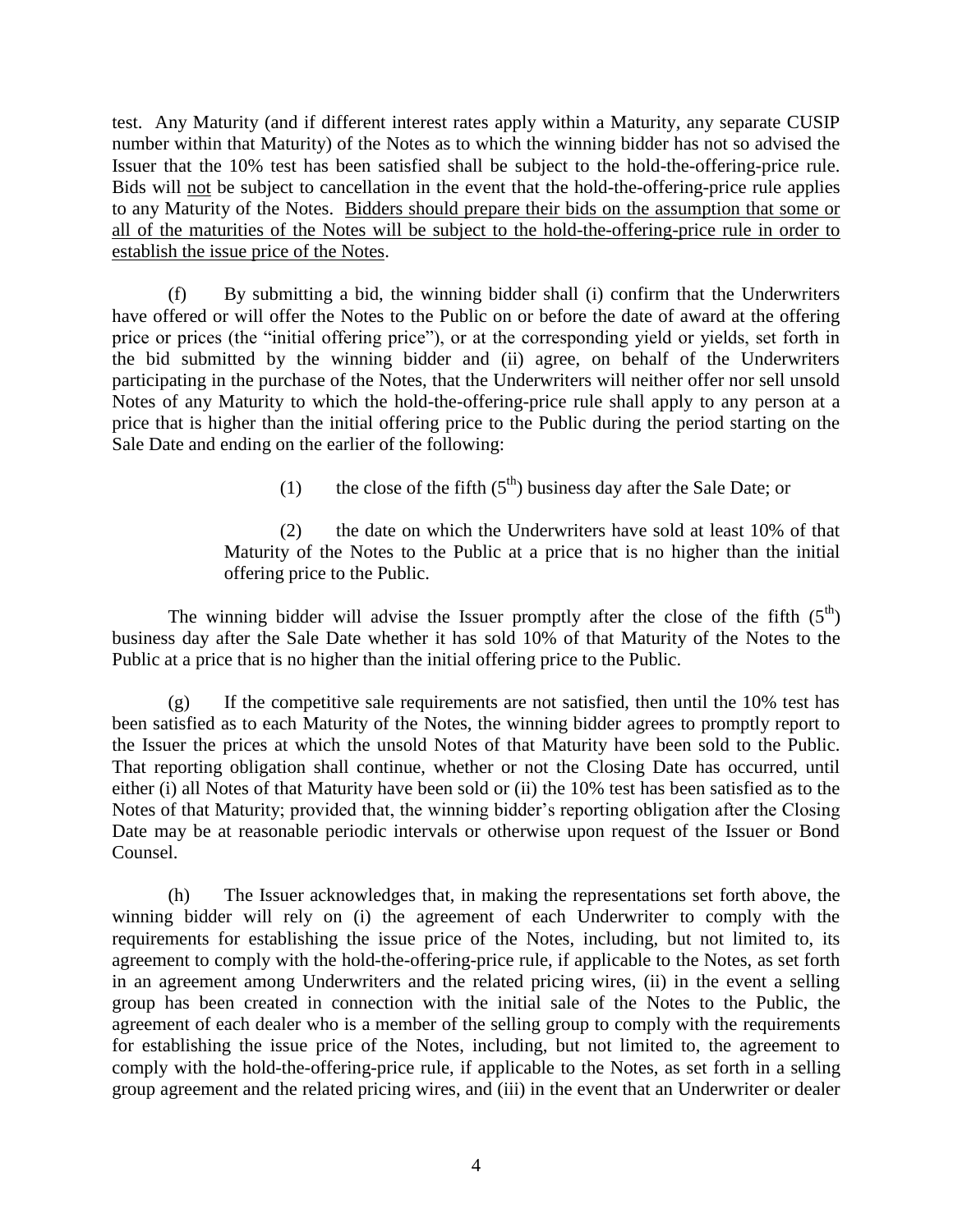test. Any Maturity (and if different interest rates apply within a Maturity, any separate CUSIP number within that Maturity) of the Notes as to which the winning bidder has not so advised the Issuer that the 10% test has been satisfied shall be subject to the hold-the-offering-price rule. Bids will not be subject to cancellation in the event that the hold-the-offering-price rule applies to any Maturity of the Notes. Bidders should prepare their bids on the assumption that some or all of the maturities of the Notes will be subject to the hold-the-offering-price rule in order to establish the issue price of the Notes.

(f) By submitting a bid, the winning bidder shall (i) confirm that the Underwriters have offered or will offer the Notes to the Public on or before the date of award at the offering price or prices (the "initial offering price"), or at the corresponding yield or yields, set forth in the bid submitted by the winning bidder and (ii) agree, on behalf of the Underwriters participating in the purchase of the Notes, that the Underwriters will neither offer nor sell unsold Notes of any Maturity to which the hold-the-offering-price rule shall apply to any person at a price that is higher than the initial offering price to the Public during the period starting on the Sale Date and ending on the earlier of the following:

> (1) the close of the fifth (5th) business day after the Sale Date; or
>
> (2) the date on which the Underwriters have sold at least 10% of that Maturity of the Notes to the Public at a price that is no higher than the initial offering price to the Public.

The winning bidder will advise the Issuer promptly after the close of the fifth (5th) business day after the Sale Date whether it has sold 10% of that Maturity of the Notes to the Public at a price that is no higher than the initial offering price to the Public.

(g) If the competitive sale requirements are not satisfied, then until the 10% test has been satisfied as to each Maturity of the Notes, the winning bidder agrees to promptly report to the Issuer the prices at which the unsold Notes of that Maturity have been sold to the Public. That reporting obligation shall continue, whether or not the Closing Date has occurred, until either (i) all Notes of that Maturity have been sold or (ii) the 10% test has been satisfied as to the Notes of that Maturity; provided that, the winning bidder's reporting obligation after the Closing Date may be at reasonable periodic intervals or otherwise upon request of the Issuer or Bond Counsel.

(h) The Issuer acknowledges that, in making the representations set forth above, the winning bidder will rely on (i) the agreement of each Underwriter to comply with the requirements for establishing the issue price of the Notes, including, but not limited to, its agreement to comply with the hold-the-offering-price rule, if applicable to the Notes, as set forth in an agreement among Underwriters and the related pricing wires, (ii) in the event a selling group has been created in connection with the initial sale of the Notes to the Public, the agreement of each dealer who is a member of the selling group to comply with the requirements for establishing the issue price of the Notes, including, but not limited to, the agreement to comply with the hold-the-offering-price rule, if applicable to the Notes, as set forth in a selling group agreement and the related pricing wires, and (iii) in the event that an Underwriter or dealer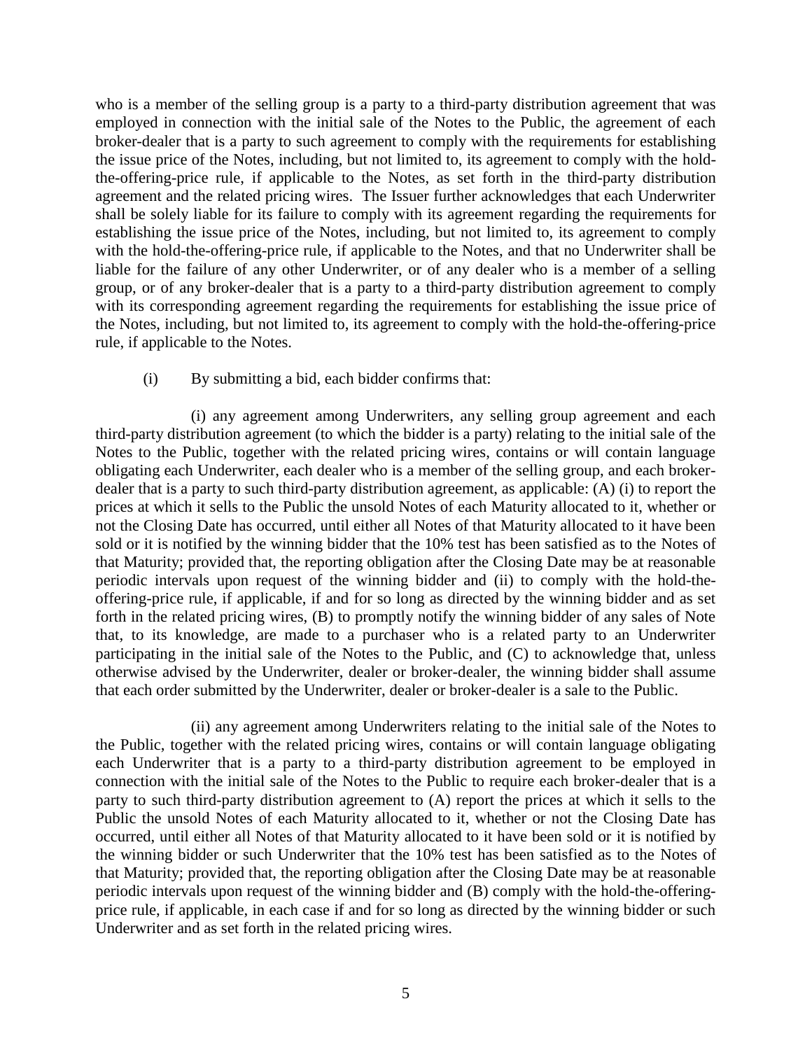who is a member of the selling group is a party to a third-party distribution agreement that was employed in connection with the initial sale of the Notes to the Public, the agreement of each broker-dealer that is a party to such agreement to comply with the requirements for establishing the issue price of the Notes, including, but not limited to, its agreement to comply with the hold-the-offering-price rule, if applicable to the Notes, as set forth in the third-party distribution agreement and the related pricing wires. The Issuer further acknowledges that each Underwriter shall be solely liable for its failure to comply with its agreement regarding the requirements for establishing the issue price of the Notes, including, but not limited to, its agreement to comply with the hold-the-offering-price rule, if applicable to the Notes, and that no Underwriter shall be liable for the failure of any other Underwriter, or of any dealer who is a member of a selling group, or of any broker-dealer that is a party to a third-party distribution agreement to comply with its corresponding agreement regarding the requirements for establishing the issue price of the Notes, including, but not limited to, its agreement to comply with the hold-the-offering-price rule, if applicable to the Notes.

(i) By submitting a bid, each bidder confirms that:

(i) any agreement among Underwriters, any selling group agreement and each third-party distribution agreement (to which the bidder is a party) relating to the initial sale of the Notes to the Public, together with the related pricing wires, contains or will contain language obligating each Underwriter, each dealer who is a member of the selling group, and each broker-dealer that is a party to such third-party distribution agreement, as applicable: (A) (i) to report the prices at which it sells to the Public the unsold Notes of each Maturity allocated to it, whether or not the Closing Date has occurred, until either all Notes of that Maturity allocated to it have been sold or it is notified by the winning bidder that the 10% test has been satisfied as to the Notes of that Maturity; provided that, the reporting obligation after the Closing Date may be at reasonable periodic intervals upon request of the winning bidder and (ii) to comply with the hold-the-offering-price rule, if applicable, if and for so long as directed by the winning bidder and as set forth in the related pricing wires, (B) to promptly notify the winning bidder of any sales of Note that, to its knowledge, are made to a purchaser who is a related party to an Underwriter participating in the initial sale of the Notes to the Public, and (C) to acknowledge that, unless otherwise advised by the Underwriter, dealer or broker-dealer, the winning bidder shall assume that each order submitted by the Underwriter, dealer or broker-dealer is a sale to the Public.

(ii) any agreement among Underwriters relating to the initial sale of the Notes to the Public, together with the related pricing wires, contains or will contain language obligating each Underwriter that is a party to a third-party distribution agreement to be employed in connection with the initial sale of the Notes to the Public to require each broker-dealer that is a party to such third-party distribution agreement to (A) report the prices at which it sells to the Public the unsold Notes of each Maturity allocated to it, whether or not the Closing Date has occurred, until either all Notes of that Maturity allocated to it have been sold or it is notified by the winning bidder or such Underwriter that the 10% test has been satisfied as to the Notes of that Maturity; provided that, the reporting obligation after the Closing Date may be at reasonable periodic intervals upon request of the winning bidder and (B) comply with the hold-the-offering-price rule, if applicable, in each case if and for so long as directed by the winning bidder or such Underwriter and as set forth in the related pricing wires.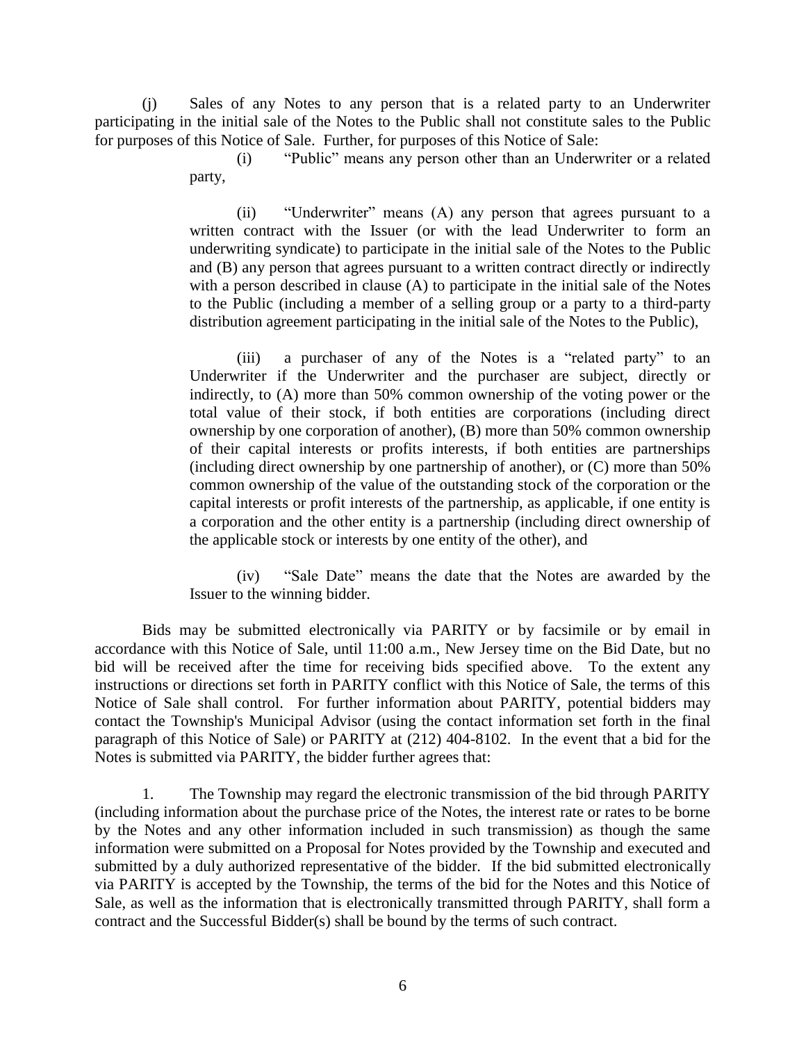(j) Sales of any Notes to any person that is a related party to an Underwriter participating in the initial sale of the Notes to the Public shall not constitute sales to the Public for purposes of this Notice of Sale. Further, for purposes of this Notice of Sale:

> (i) "Public" means any person other than an Underwriter or a related party,
>
> (ii) "Underwriter" means (A) any person that agrees pursuant to a written contract with the Issuer (or with the lead Underwriter to form an underwriting syndicate) to participate in the initial sale of the Notes to the Public and (B) any person that agrees pursuant to a written contract directly or indirectly with a person described in clause (A) to participate in the initial sale of the Notes to the Public (including a member of a selling group or a party to a third-party distribution agreement participating in the initial sale of the Notes to the Public),
>
> (iii) a purchaser of any of the Notes is a "related party" to an Underwriter if the Underwriter and the purchaser are subject, directly or indirectly, to (A) more than 50% common ownership of the voting power or the total value of their stock, if both entities are corporations (including direct ownership by one corporation of another), (B) more than 50% common ownership of their capital interests or profits interests, if both entities are partnerships (including direct ownership by one partnership of another), or (C) more than 50% common ownership of the value of the outstanding stock of the corporation or the capital interests or profit interests of the partnership, as applicable, if one entity is a corporation and the other entity is a partnership (including direct ownership of the applicable stock or interests by one entity of the other), and
>
> (iv) "Sale Date" means the date that the Notes are awarded by the Issuer to the winning bidder.

Bids may be submitted electronically via PARITY or by facsimile or by email in accordance with this Notice of Sale, until 11:00 a.m., New Jersey time on the Bid Date, but no bid will be received after the time for receiving bids specified above. To the extent any instructions or directions set forth in PARITY conflict with this Notice of Sale, the terms of this Notice of Sale shall control. For further information about PARITY, potential bidders may contact the Township's Municipal Advisor (using the contact information set forth in the final paragraph of this Notice of Sale) or PARITY at (212) 404-8102. In the event that a bid for the Notes is submitted via PARITY, the bidder further agrees that:

1. The Township may regard the electronic transmission of the bid through PARITY (including information about the purchase price of the Notes, the interest rate or rates to be borne by the Notes and any other information included in such transmission) as though the same information were submitted on a Proposal for Notes provided by the Township and executed and submitted by a duly authorized representative of the bidder. If the bid submitted electronically via PARITY is accepted by the Township, the terms of the bid for the Notes and this Notice of Sale, as well as the information that is electronically transmitted through PARITY, shall form a contract and the Successful Bidder(s) shall be bound by the terms of such contract.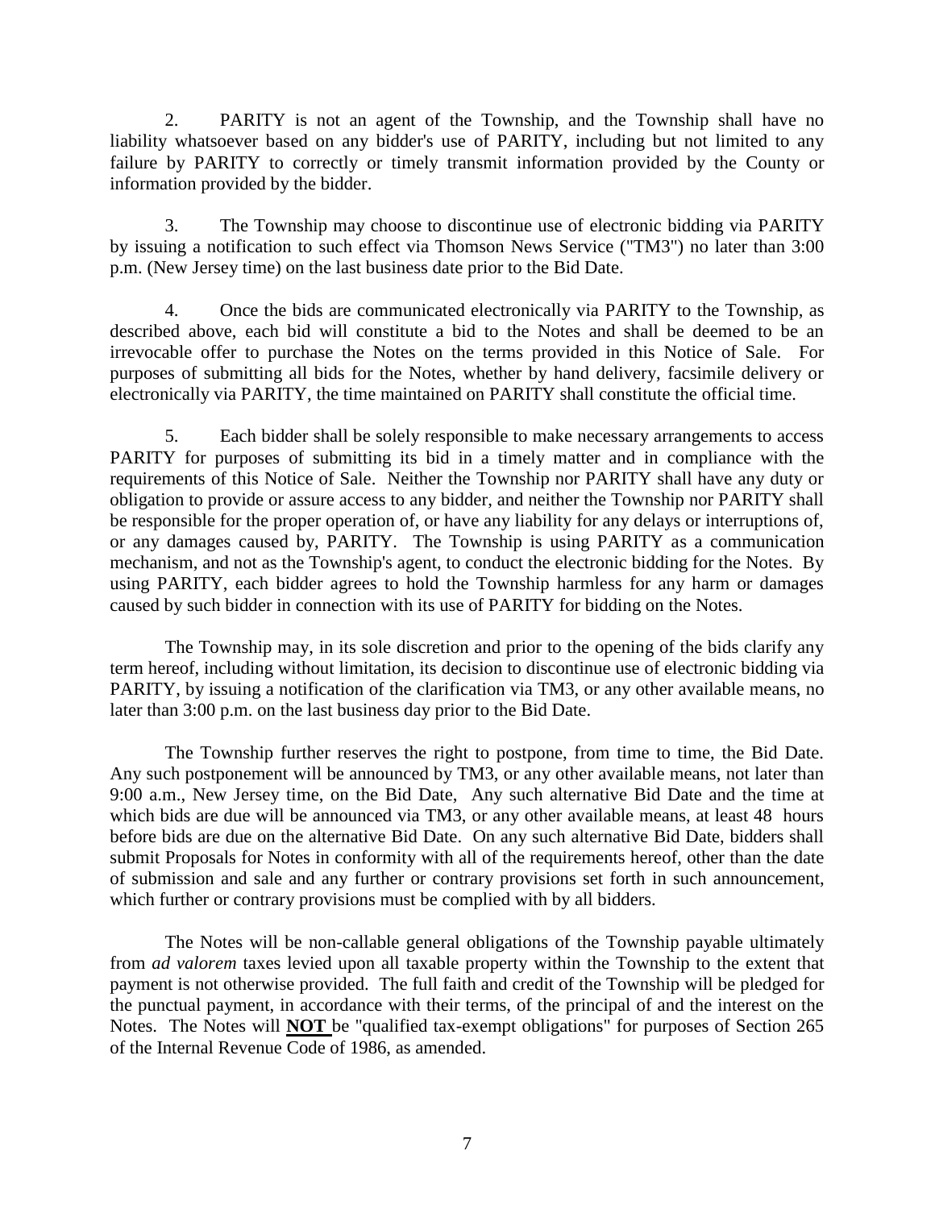2. PARITY is not an agent of the Township, and the Township shall have no liability whatsoever based on any bidder's use of PARITY, including but not limited to any failure by PARITY to correctly or timely transmit information provided by the County or information provided by the bidder.

3. The Township may choose to discontinue use of electronic bidding via PARITY by issuing a notification to such effect via Thomson News Service ("TM3") no later than 3:00 p.m. (New Jersey time) on the last business date prior to the Bid Date.

4. Once the bids are communicated electronically via PARITY to the Township, as described above, each bid will constitute a bid to the Notes and shall be deemed to be an irrevocable offer to purchase the Notes on the terms provided in this Notice of Sale. For purposes of submitting all bids for the Notes, whether by hand delivery, facsimile delivery or electronically via PARITY, the time maintained on PARITY shall constitute the official time.

5. Each bidder shall be solely responsible to make necessary arrangements to access PARITY for purposes of submitting its bid in a timely matter and in compliance with the requirements of this Notice of Sale. Neither the Township nor PARITY shall have any duty or obligation to provide or assure access to any bidder, and neither the Township nor PARITY shall be responsible for the proper operation of, or have any liability for any delays or interruptions of, or any damages caused by, PARITY. The Township is using PARITY as a communication mechanism, and not as the Township's agent, to conduct the electronic bidding for the Notes. By using PARITY, each bidder agrees to hold the Township harmless for any harm or damages caused by such bidder in connection with its use of PARITY for bidding on the Notes.

The Township may, in its sole discretion and prior to the opening of the bids clarify any term hereof, including without limitation, its decision to discontinue use of electronic bidding via PARITY, by issuing a notification of the clarification via TM3, or any other available means, no later than 3:00 p.m. on the last business day prior to the Bid Date.

The Township further reserves the right to postpone, from time to time, the Bid Date. Any such postponement will be announced by TM3, or any other available means, not later than 9:00 a.m., New Jersey time, on the Bid Date, Any such alternative Bid Date and the time at which bids are due will be announced via TM3, or any other available means, at least 48 hours before bids are due on the alternative Bid Date. On any such alternative Bid Date, bidders shall submit Proposals for Notes in conformity with all of the requirements hereof, other than the date of submission and sale and any further or contrary provisions set forth in such announcement, which further or contrary provisions must be complied with by all bidders.

The Notes will be non-callable general obligations of the Township payable ultimately from *ad valorem* taxes levied upon all taxable property within the Township to the extent that payment is not otherwise provided. The full faith and credit of the Township will be pledged for the punctual payment, in accordance with their terms, of the principal of and the interest on the Notes. The Notes will **NOT** be "qualified tax-exempt obligations" for purposes of Section 265 of the Internal Revenue Code of 1986, as amended.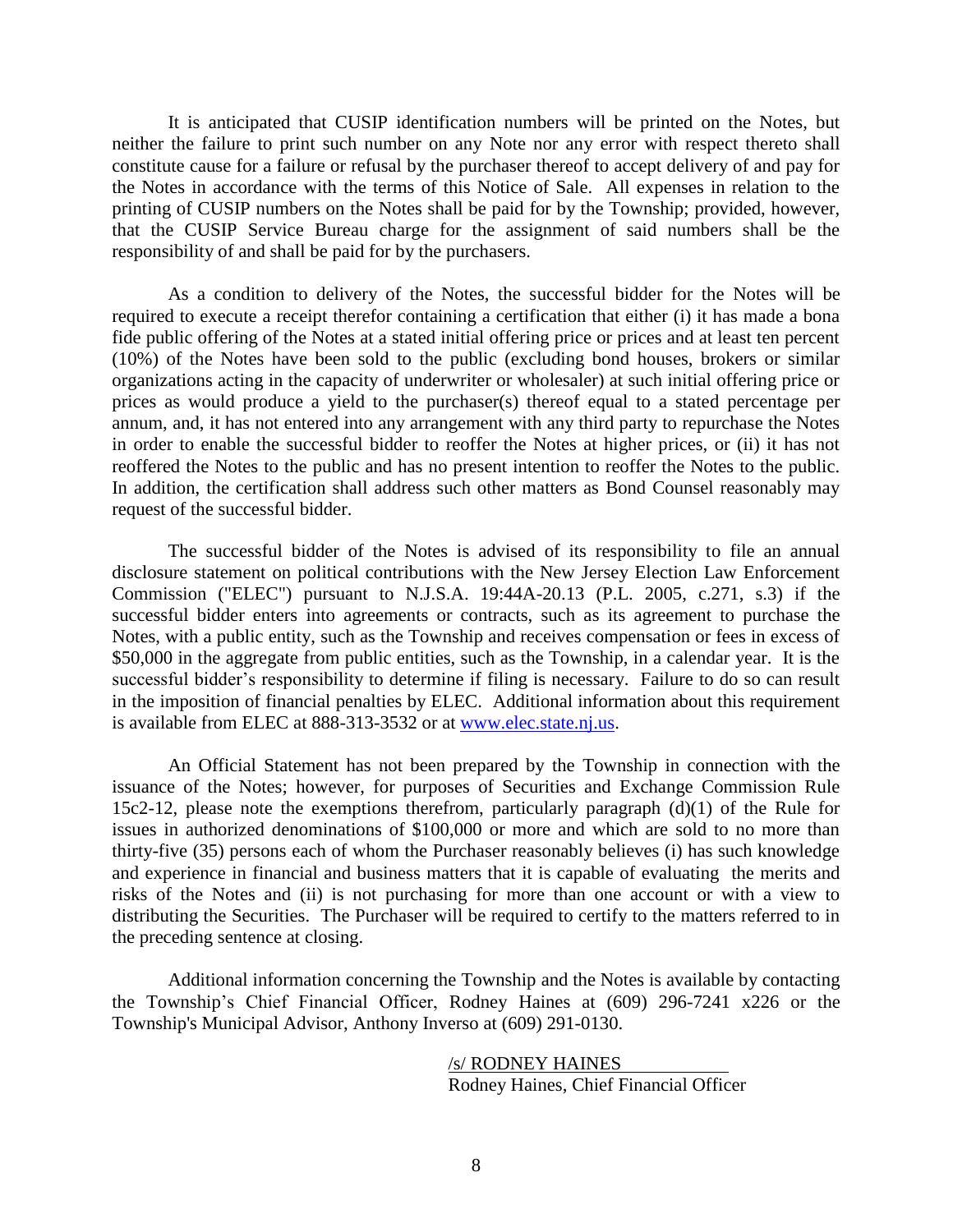It is anticipated that CUSIP identification numbers will be printed on the Notes, but neither the failure to print such number on any Note nor any error with respect thereto shall constitute cause for a failure or refusal by the purchaser thereof to accept delivery of and pay for the Notes in accordance with the terms of this Notice of Sale. All expenses in relation to the printing of CUSIP numbers on the Notes shall be paid for by the Township; provided, however, that the CUSIP Service Bureau charge for the assignment of said numbers shall be the responsibility of and shall be paid for by the purchasers.

As a condition to delivery of the Notes, the successful bidder for the Notes will be required to execute a receipt therefor containing a certification that either (i) it has made a bona fide public offering of the Notes at a stated initial offering price or prices and at least ten percent (10%) of the Notes have been sold to the public (excluding bond houses, brokers or similar organizations acting in the capacity of underwriter or wholesaler) at such initial offering price or prices as would produce a yield to the purchaser(s) thereof equal to a stated percentage per annum, and, it has not entered into any arrangement with any third party to repurchase the Notes in order to enable the successful bidder to reoffer the Notes at higher prices, or (ii) it has not reoffered the Notes to the public and has no present intention to reoffer the Notes to the public. In addition, the certification shall address such other matters as Bond Counsel reasonably may request of the successful bidder.

The successful bidder of the Notes is advised of its responsibility to file an annual disclosure statement on political contributions with the New Jersey Election Law Enforcement Commission ("ELEC") pursuant to N.J.S.A. 19:44A-20.13 (P.L. 2005, c.271, s.3) if the successful bidder enters into agreements or contracts, such as its agreement to purchase the Notes, with a public entity, such as the Township and receives compensation or fees in excess of $50,000 in the aggregate from public entities, such as the Township, in a calendar year. It is the successful bidder's responsibility to determine if filing is necessary. Failure to do so can result in the imposition of financial penalties by ELEC. Additional information about this requirement is available from ELEC at 888-313-3532 or at [www.elec.state.nj.us](www.elec.state.nj.us).

An Official Statement has not been prepared by the Township in connection with the issuance of the Notes; however, for purposes of Securities and Exchange Commission Rule 15c2-12, please note the exemptions therefrom, particularly paragraph (d)(1) of the Rule for issues in authorized denominations of $100,000 or more and which are sold to no more than thirty-five (35) persons each of whom the Purchaser reasonably believes (i) has such knowledge and experience in financial and business matters that it is capable of evaluating the merits and risks of the Notes and (ii) is not purchasing for more than one account or with a view to distributing the Securities. The Purchaser will be required to certify to the matters referred to in the preceding sentence at closing.

Additional information concerning the Township and the Notes is available by contacting the Township's Chief Financial Officer, Rodney Haines at (609) 296-7241 x226 or the Township's Municipal Advisor, Anthony Inverso at (609) 291-0130.

/s/ RODNEY HAINES
Rodney Haines, Chief Financial Officer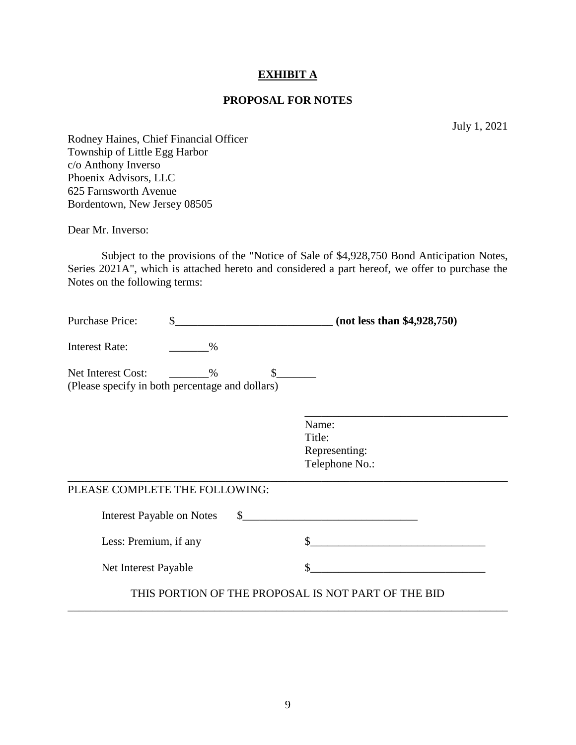**EXHIBIT A**

**PROPOSAL FOR NOTES**

July 1, 2021

Rodney Haines, Chief Financial Officer
Township of Little Egg Harbor
c/o Anthony Inverso
Phoenix Advisors, LLC
625 Farnsworth Avenue
Bordentown, New Jersey 08505

Dear Mr. Inverso:

Subject to the provisions of the "Notice of Sale of $4,928,750 Bond Anticipation Notes, Series 2021A", which is attached hereto and considered a part hereof, we offer to purchase the Notes on the following terms:

Purchase Price: $____________________________ **(not less than $4,928,750)**

Interest Rate: _______%

Net Interest Cost: _______% $_______
(Please specify in both percentage and dollars)

____________________________________
Name:
Title:
Representing:
Telephone No.:

---

PLEASE COMPLETE THE FOLLOWING:

Interest Payable on Notes $_______________________________

Less: Premium, if any $_______________________________

Net Interest Payable $_______________________________

THIS PORTION OF THE PROPOSAL IS NOT PART OF THE BID

---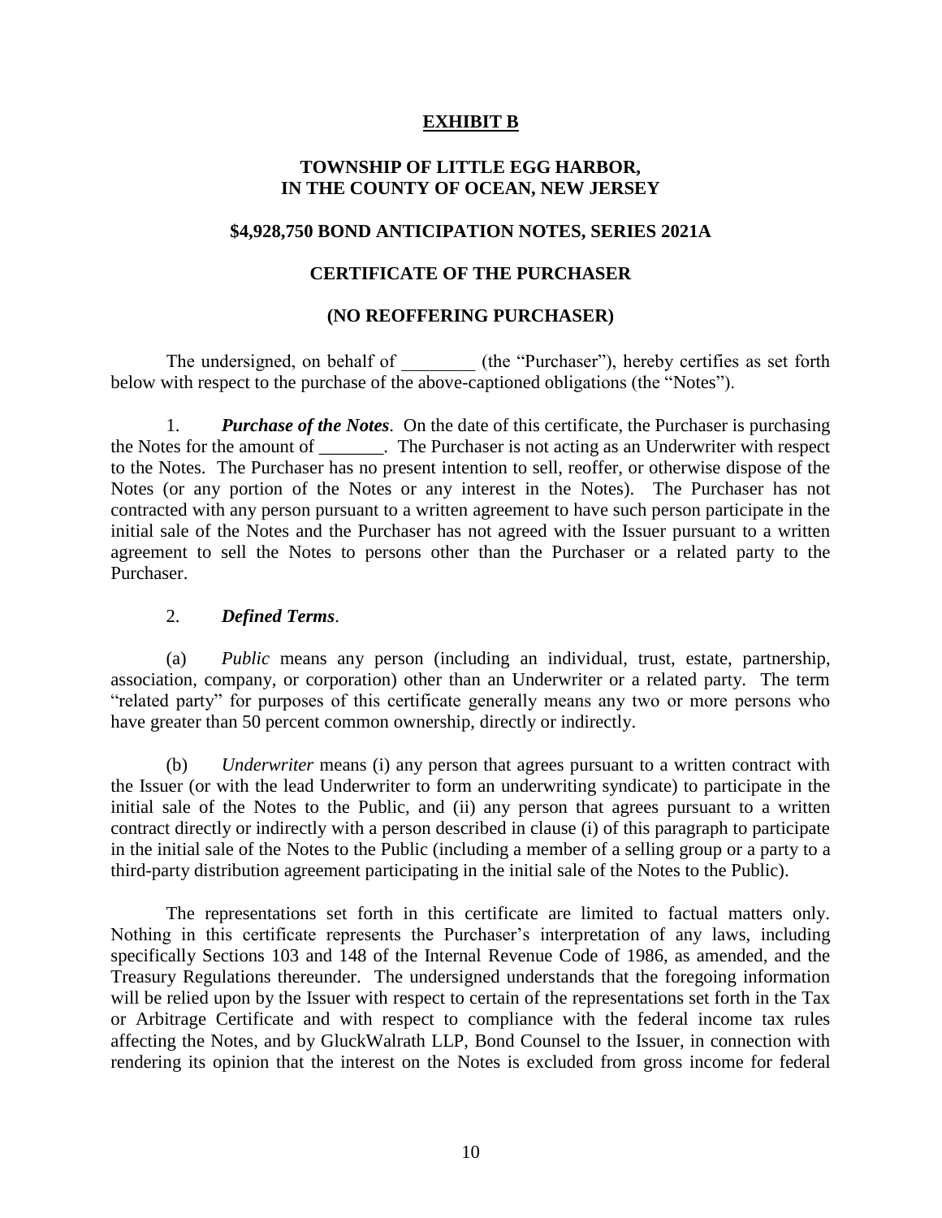# EXHIBIT B

## TOWNSHIP OF LITTLE EGG HARBOR, IN THE COUNTY OF OCEAN, NEW JERSEY

## $4,928,750 BOND ANTICIPATION NOTES, SERIES 2021A

## CERTIFICATE OF THE PURCHASER

## (NO REOFFERING PURCHASER)

The undersigned, on behalf of ________ (the "Purchaser"), hereby certifies as set forth below with respect to the purchase of the above-captioned obligations (the "Notes").

1. ***Purchase of the Notes***. On the date of this certificate, the Purchaser is purchasing the Notes for the amount of _______. The Purchaser is not acting as an Underwriter with respect to the Notes. The Purchaser has no present intention to sell, reoffer, or otherwise dispose of the Notes (or any portion of the Notes or any interest in the Notes). The Purchaser has not contracted with any person pursuant to a written agreement to have such person participate in the initial sale of the Notes and the Purchaser has not agreed with the Issuer pursuant to a written agreement to sell the Notes to persons other than the Purchaser or a related party to the Purchaser.

2. ***Defined Terms***.

(a) *Public* means any person (including an individual, trust, estate, partnership, association, company, or corporation) other than an Underwriter or a related party. The term "related party" for purposes of this certificate generally means any two or more persons who have greater than 50 percent common ownership, directly or indirectly.

(b) *Underwriter* means (i) any person that agrees pursuant to a written contract with the Issuer (or with the lead Underwriter to form an underwriting syndicate) to participate in the initial sale of the Notes to the Public, and (ii) any person that agrees pursuant to a written contract directly or indirectly with a person described in clause (i) of this paragraph to participate in the initial sale of the Notes to the Public (including a member of a selling group or a party to a third-party distribution agreement participating in the initial sale of the Notes to the Public).

The representations set forth in this certificate are limited to factual matters only. Nothing in this certificate represents the Purchaser's interpretation of any laws, including specifically Sections 103 and 148 of the Internal Revenue Code of 1986, as amended, and the Treasury Regulations thereunder. The undersigned understands that the foregoing information will be relied upon by the Issuer with respect to certain of the representations set forth in the Tax or Arbitrage Certificate and with respect to compliance with the federal income tax rules affecting the Notes, and by GluckWalrath LLP, Bond Counsel to the Issuer, in connection with rendering its opinion that the interest on the Notes is excluded from gross income for federal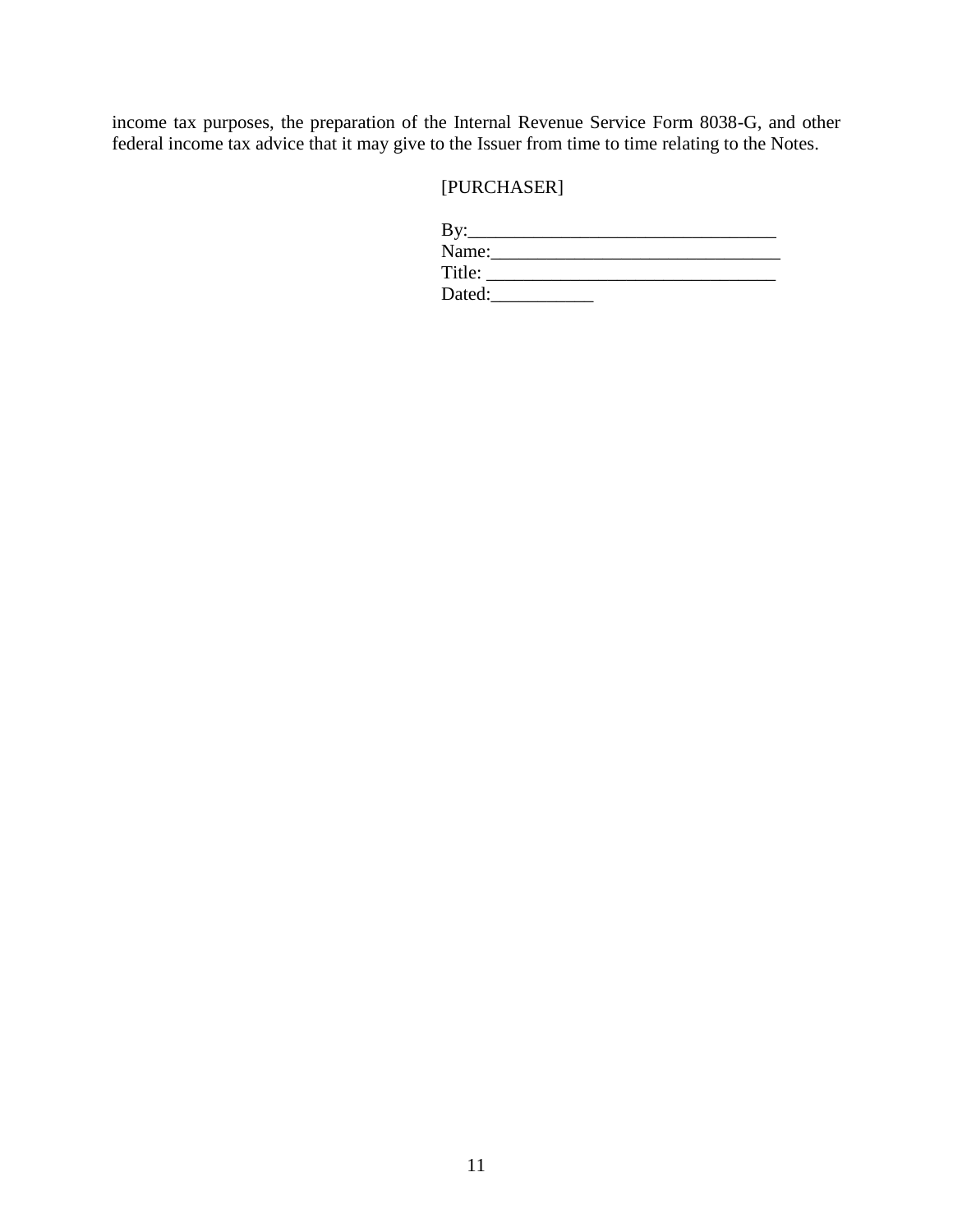income tax purposes, the preparation of the Internal Revenue Service Form 8038-G, and other federal income tax advice that it may give to the Issuer from time to time relating to the Notes.

[PURCHASER]

By:________________________________
Name:______________________________
Title: ______________________________
Dated:___________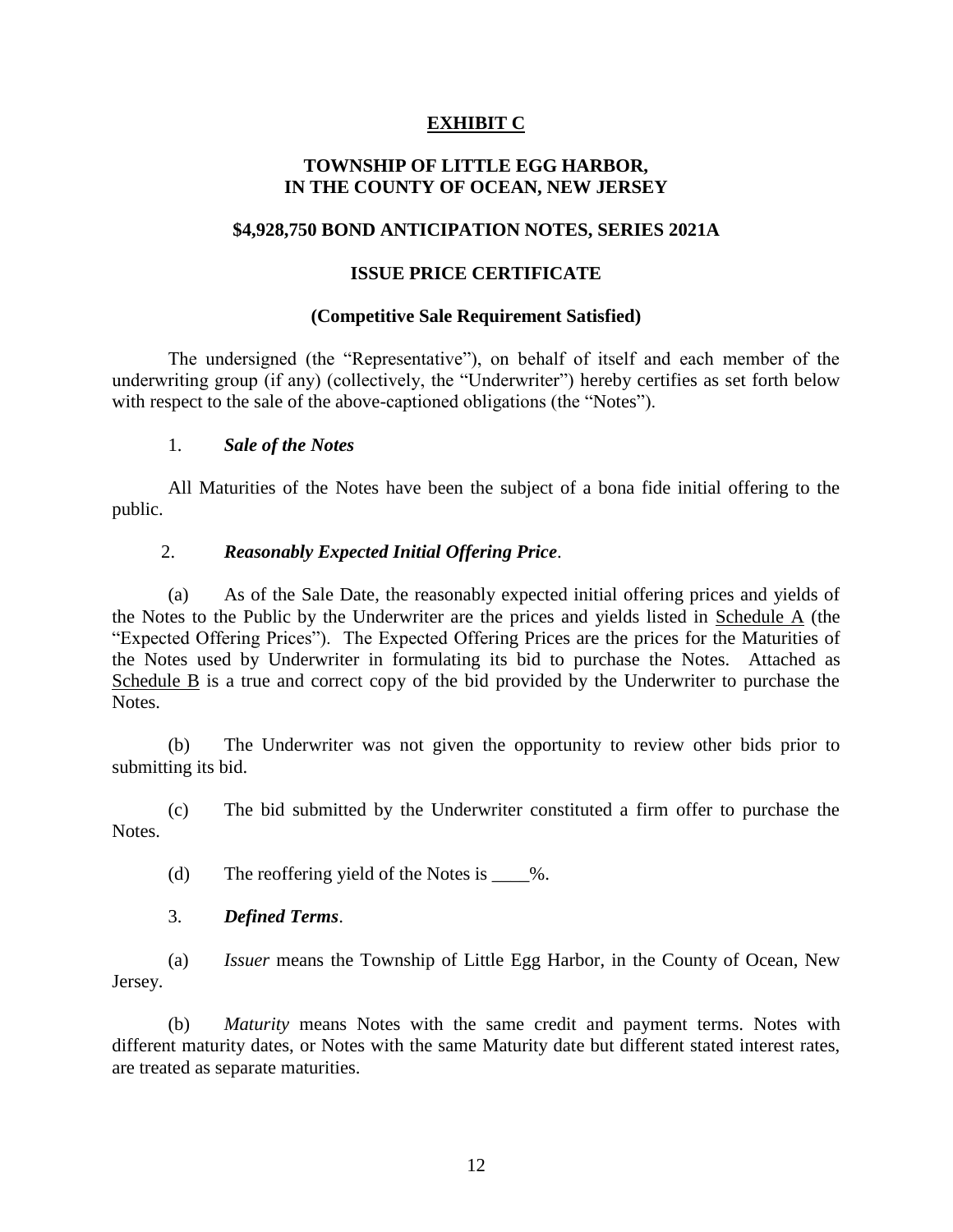# EXHIBIT C

## TOWNSHIP OF LITTLE EGG HARBOR, IN THE COUNTY OF OCEAN, NEW JERSEY

## $4,928,750 BOND ANTICIPATION NOTES, SERIES 2021A

## ISSUE PRICE CERTIFICATE

### (Competitive Sale Requirement Satisfied)

The undersigned (the "Representative"), on behalf of itself and each member of the underwriting group (if any) (collectively, the "Underwriter") hereby certifies as set forth below with respect to the sale of the above-captioned obligations (the "Notes").

1. ***Sale of the Notes***

All Maturities of the Notes have been the subject of a bona fide initial offering to the public.

2. ***Reasonably Expected Initial Offering Price***.

(a) As of the Sale Date, the reasonably expected initial offering prices and yields of the Notes to the Public by the Underwriter are the prices and yields listed in Schedule A (the "Expected Offering Prices"). The Expected Offering Prices are the prices for the Maturities of the Notes used by Underwriter in formulating its bid to purchase the Notes. Attached as Schedule B is a true and correct copy of the bid provided by the Underwriter to purchase the Notes.

(b) The Underwriter was not given the opportunity to review other bids prior to submitting its bid.

(c) The bid submitted by the Underwriter constituted a firm offer to purchase the Notes.

(d) The reoffering yield of the Notes is ____%.

3. ***Defined Terms***.

(a) *Issuer* means the Township of Little Egg Harbor, in the County of Ocean, New Jersey.

(b) *Maturity* means Notes with the same credit and payment terms. Notes with different maturity dates, or Notes with the same Maturity date but different stated interest rates, are treated as separate maturities.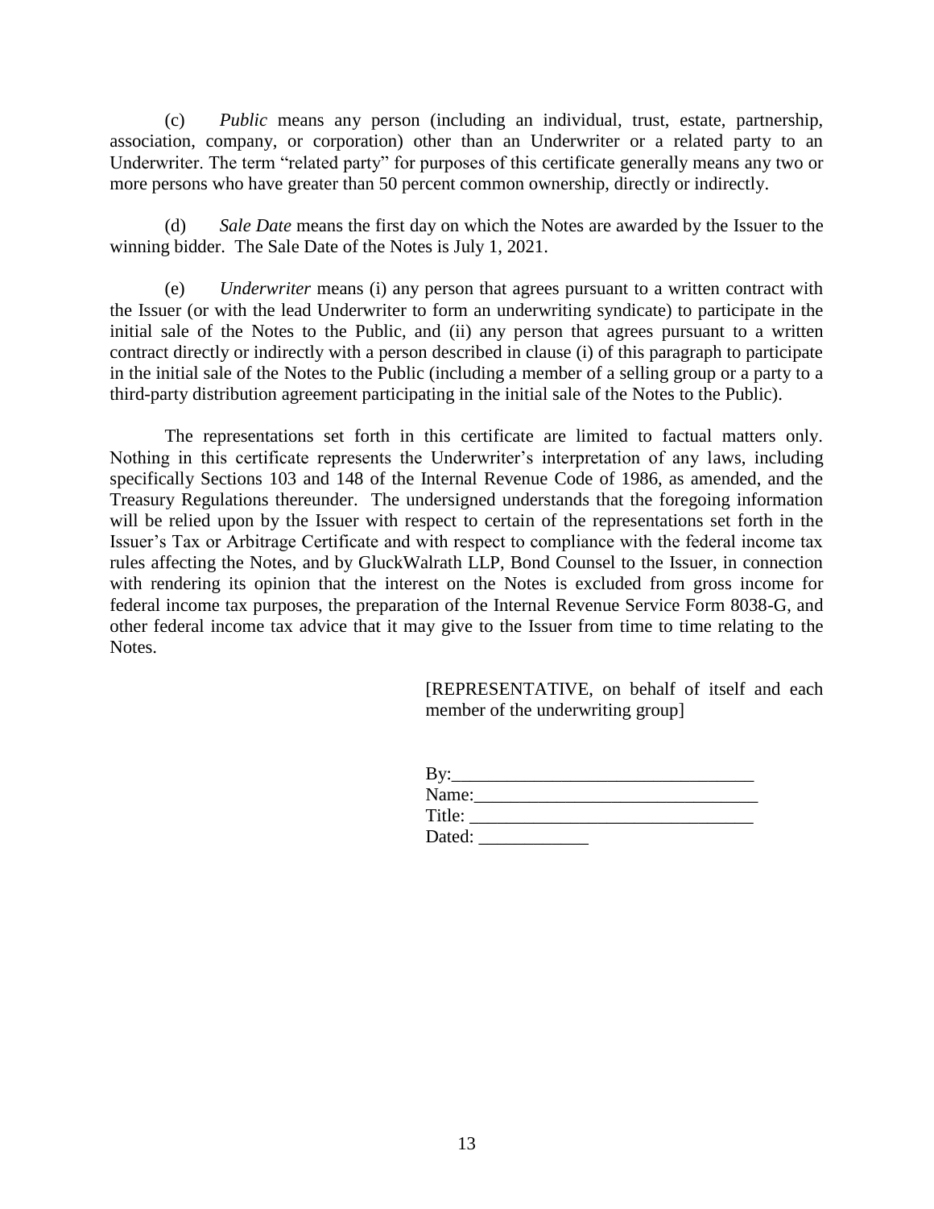(c) *Public* means any person (including an individual, trust, estate, partnership, association, company, or corporation) other than an Underwriter or a related party to an Underwriter. The term "related party" for purposes of this certificate generally means any two or more persons who have greater than 50 percent common ownership, directly or indirectly.

(d) *Sale Date* means the first day on which the Notes are awarded by the Issuer to the winning bidder. The Sale Date of the Notes is July 1, 2021.

(e) *Underwriter* means (i) any person that agrees pursuant to a written contract with the Issuer (or with the lead Underwriter to form an underwriting syndicate) to participate in the initial sale of the Notes to the Public, and (ii) any person that agrees pursuant to a written contract directly or indirectly with a person described in clause (i) of this paragraph to participate in the initial sale of the Notes to the Public (including a member of a selling group or a party to a third-party distribution agreement participating in the initial sale of the Notes to the Public).

The representations set forth in this certificate are limited to factual matters only. Nothing in this certificate represents the Underwriter's interpretation of any laws, including specifically Sections 103 and 148 of the Internal Revenue Code of 1986, as amended, and the Treasury Regulations thereunder. The undersigned understands that the foregoing information will be relied upon by the Issuer with respect to certain of the representations set forth in the Issuer's Tax or Arbitrage Certificate and with respect to compliance with the federal income tax rules affecting the Notes, and by GluckWalrath LLP, Bond Counsel to the Issuer, in connection with rendering its opinion that the interest on the Notes is excluded from gross income for federal income tax purposes, the preparation of the Internal Revenue Service Form 8038-G, and other federal income tax advice that it may give to the Issuer from time to time relating to the Notes.

[REPRESENTATIVE, on behalf of itself and each member of the underwriting group]

By:\_\_\_\_\_\_\_\_\_\_\_\_\_\_\_\_\_\_\_\_\_\_\_\_\_\_\_\_\_\_\_\_
Name:\_\_\_\_\_\_\_\_\_\_\_\_\_\_\_\_\_\_\_\_\_\_\_\_\_\_\_\_\_\_
Title: \_\_\_\_\_\_\_\_\_\_\_\_\_\_\_\_\_\_\_\_\_\_\_\_\_\_\_\_\_\_
Dated: \_\_\_\_\_\_\_\_\_\_\_\_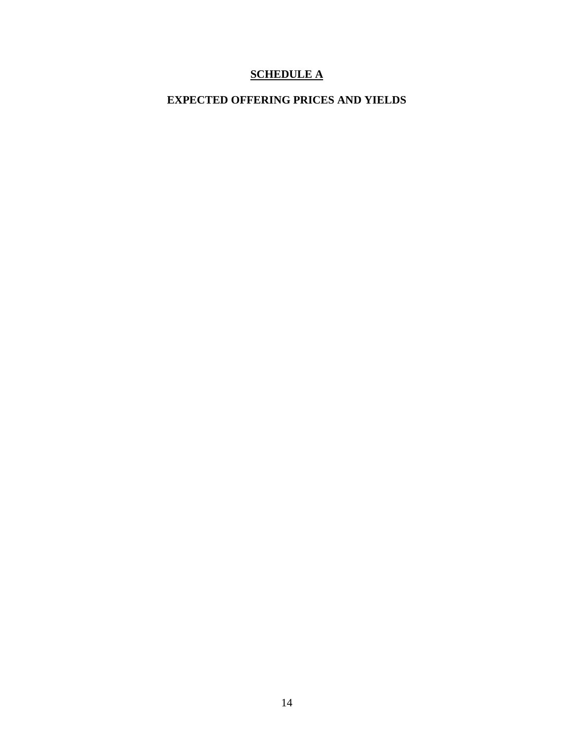## SCHEDULE A

### EXPECTED OFFERING PRICES AND YIELDS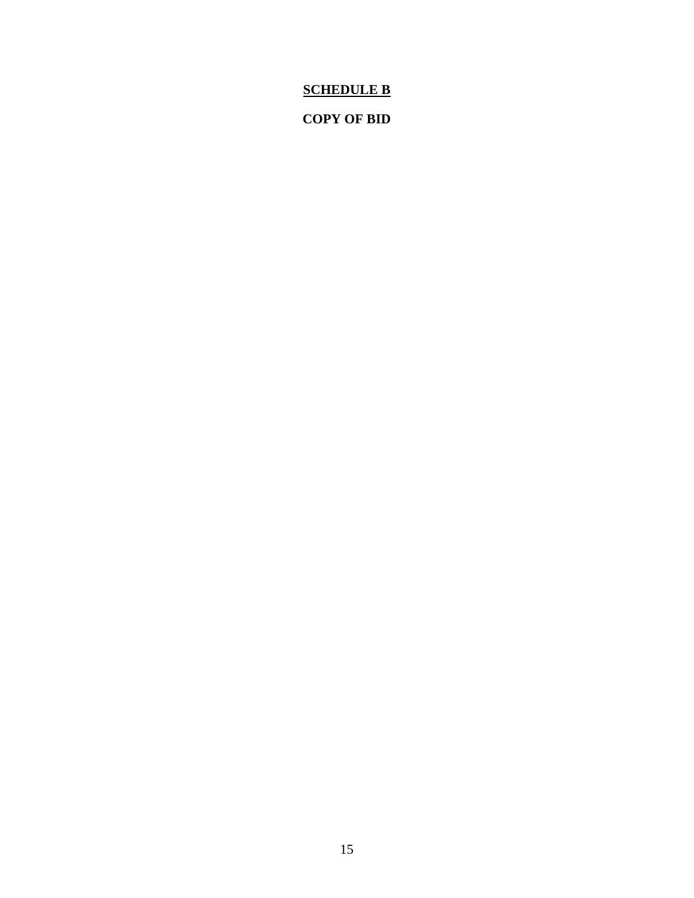# <u>SCHEDULE B</u>

## COPY OF BID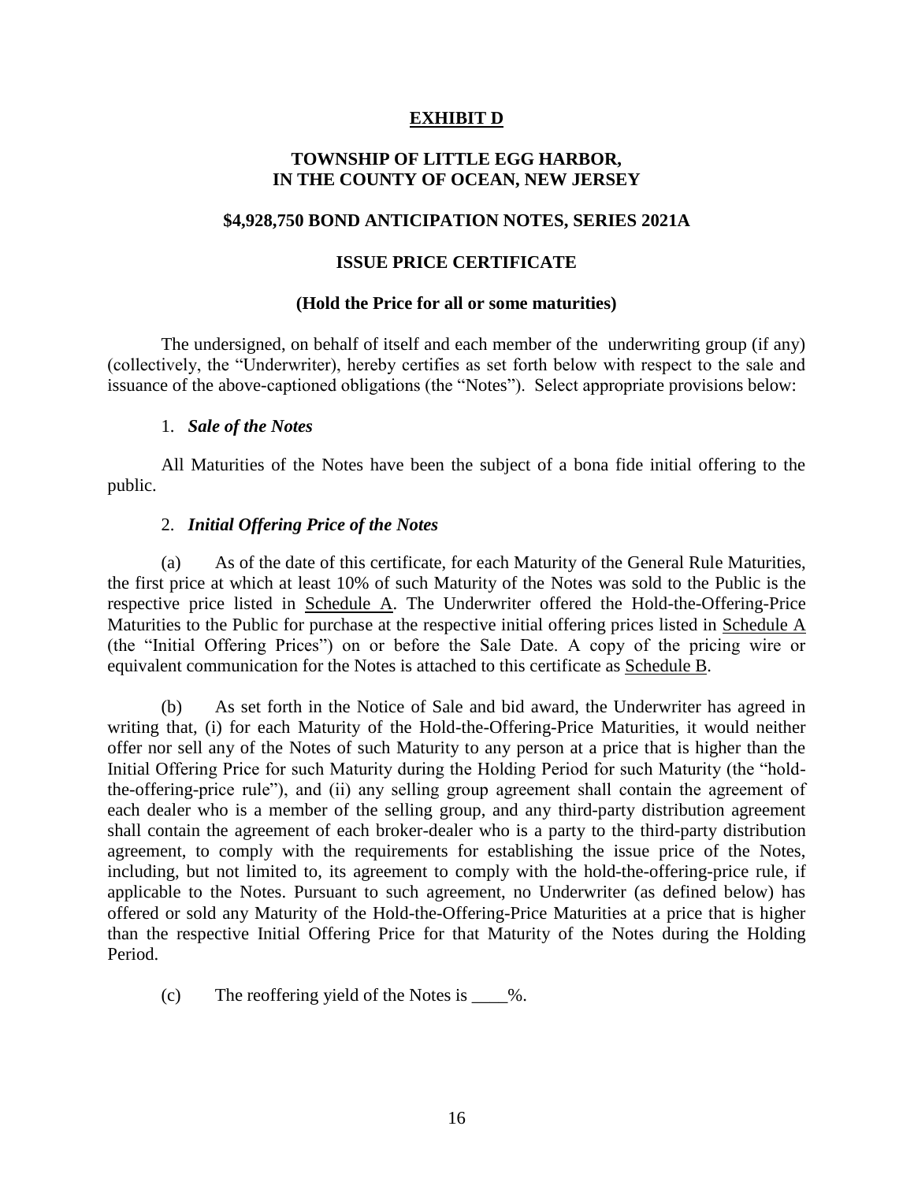# EXHIBIT D

## TOWNSHIP OF LITTLE EGG HARBOR, IN THE COUNTY OF OCEAN, NEW JERSEY

## $4,928,750 BOND ANTICIPATION NOTES, SERIES 2021A

## ISSUE PRICE CERTIFICATE

### (Hold the Price for all or some maturities)

The undersigned, on behalf of itself and each member of the underwriting group (if any) (collectively, the "Underwriter), hereby certifies as set forth below with respect to the sale and issuance of the above-captioned obligations (the "Notes"). Select appropriate provisions below:

1. ***Sale of the Notes***

All Maturities of the Notes have been the subject of a bona fide initial offering to the public.

2. ***Initial Offering Price of the Notes***

(a) As of the date of this certificate, for each Maturity of the General Rule Maturities, the first price at which at least 10% of such Maturity of the Notes was sold to the Public is the respective price listed in Schedule A. The Underwriter offered the Hold-the-Offering-Price Maturities to the Public for purchase at the respective initial offering prices listed in Schedule A (the "Initial Offering Prices") on or before the Sale Date. A copy of the pricing wire or equivalent communication for the Notes is attached to this certificate as Schedule B.

(b) As set forth in the Notice of Sale and bid award, the Underwriter has agreed in writing that, (i) for each Maturity of the Hold-the-Offering-Price Maturities, it would neither offer nor sell any of the Notes of such Maturity to any person at a price that is higher than the Initial Offering Price for such Maturity during the Holding Period for such Maturity (the "hold-the-offering-price rule"), and (ii) any selling group agreement shall contain the agreement of each dealer who is a member of the selling group, and any third-party distribution agreement shall contain the agreement of each broker-dealer who is a party to the third-party distribution agreement, to comply with the requirements for establishing the issue price of the Notes, including, but not limited to, its agreement to comply with the hold-the-offering-price rule, if applicable to the Notes. Pursuant to such agreement, no Underwriter (as defined below) has offered or sold any Maturity of the Hold-the-Offering-Price Maturities at a price that is higher than the respective Initial Offering Price for that Maturity of the Notes during the Holding Period.

(c) The reoffering yield of the Notes is ____%.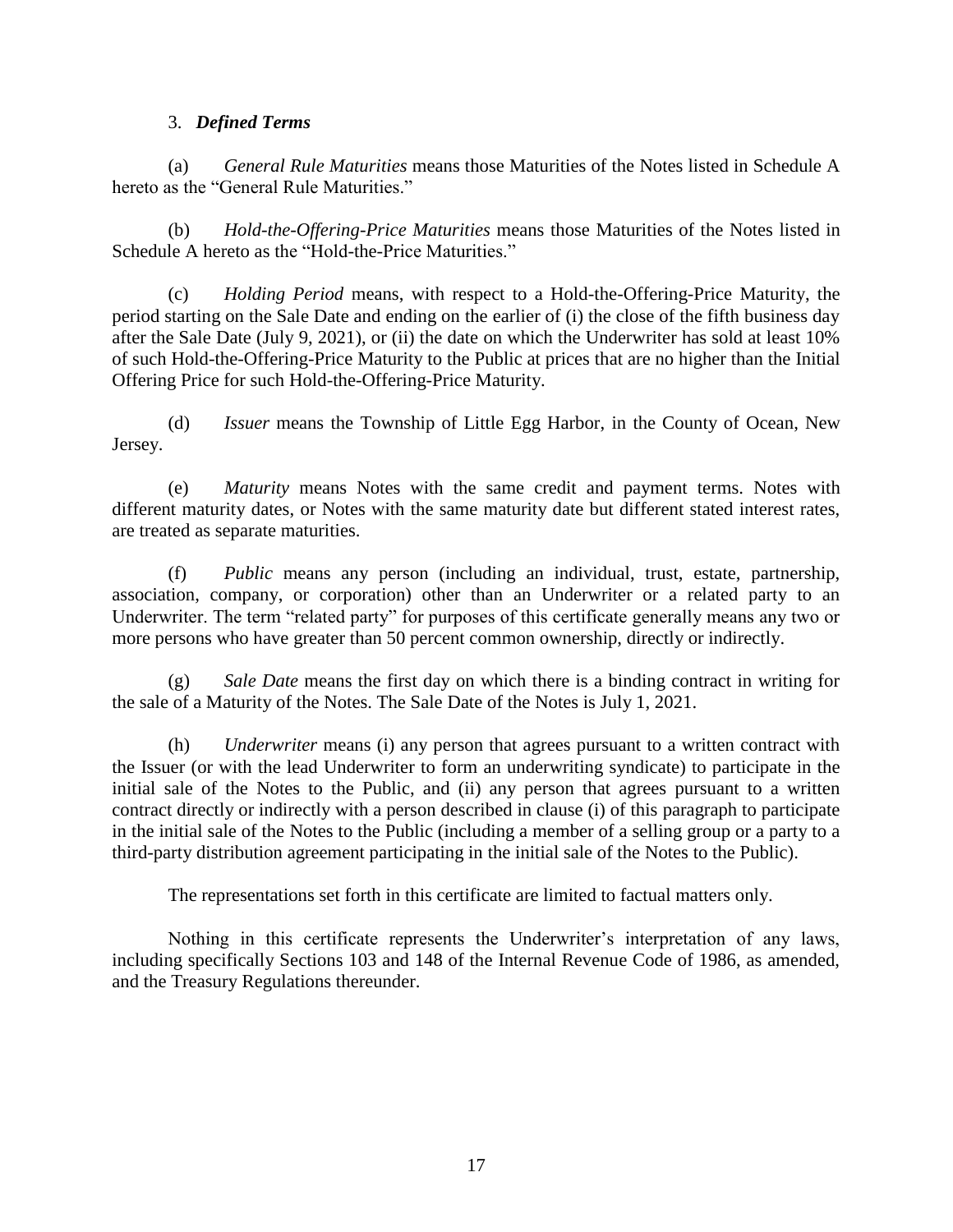### 3. ***Defined Terms***

(a) *General Rule Maturities* means those Maturities of the Notes listed in Schedule A hereto as the "General Rule Maturities."

(b) *Hold-the-Offering-Price Maturities* means those Maturities of the Notes listed in Schedule A hereto as the "Hold-the-Price Maturities."

(c) *Holding Period* means, with respect to a Hold-the-Offering-Price Maturity, the period starting on the Sale Date and ending on the earlier of (i) the close of the fifth business day after the Sale Date (July 9, 2021), or (ii) the date on which the Underwriter has sold at least 10% of such Hold-the-Offering-Price Maturity to the Public at prices that are no higher than the Initial Offering Price for such Hold-the-Offering-Price Maturity.

(d) *Issuer* means the Township of Little Egg Harbor, in the County of Ocean, New Jersey.

(e) *Maturity* means Notes with the same credit and payment terms. Notes with different maturity dates, or Notes with the same maturity date but different stated interest rates, are treated as separate maturities.

(f) *Public* means any person (including an individual, trust, estate, partnership, association, company, or corporation) other than an Underwriter or a related party to an Underwriter. The term "related party" for purposes of this certificate generally means any two or more persons who have greater than 50 percent common ownership, directly or indirectly.

(g) *Sale Date* means the first day on which there is a binding contract in writing for the sale of a Maturity of the Notes. The Sale Date of the Notes is July 1, 2021.

(h) *Underwriter* means (i) any person that agrees pursuant to a written contract with the Issuer (or with the lead Underwriter to form an underwriting syndicate) to participate in the initial sale of the Notes to the Public, and (ii) any person that agrees pursuant to a written contract directly or indirectly with a person described in clause (i) of this paragraph to participate in the initial sale of the Notes to the Public (including a member of a selling group or a party to a third-party distribution agreement participating in the initial sale of the Notes to the Public).

The representations set forth in this certificate are limited to factual matters only.

Nothing in this certificate represents the Underwriter's interpretation of any laws, including specifically Sections 103 and 148 of the Internal Revenue Code of 1986, as amended, and the Treasury Regulations thereunder.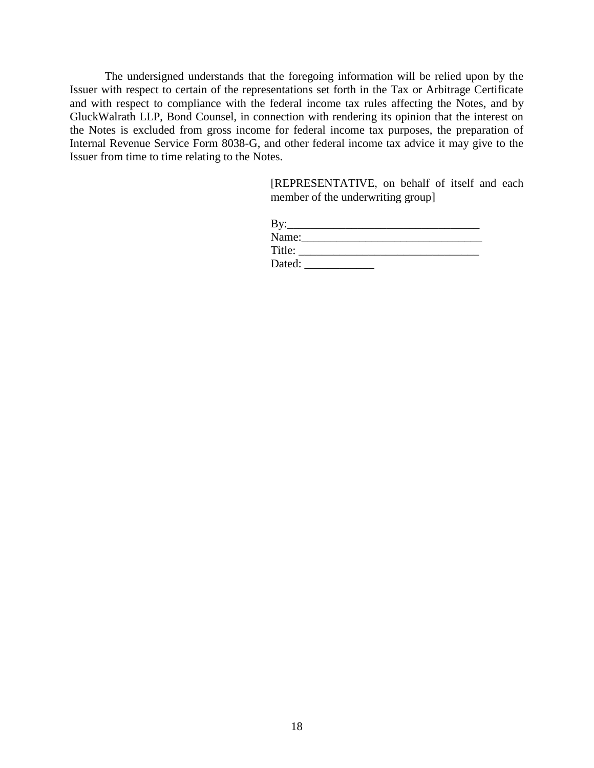The undersigned understands that the foregoing information will be relied upon by the Issuer with respect to certain of the representations set forth in the Tax or Arbitrage Certificate and with respect to compliance with the federal income tax rules affecting the Notes, and by GluckWalrath LLP, Bond Counsel, in connection with rendering its opinion that the interest on the Notes is excluded from gross income for federal income tax purposes, the preparation of Internal Revenue Service Form 8038-G, and other federal income tax advice it may give to the Issuer from time to time relating to the Notes.

[REPRESENTATIVE, on behalf of itself and each member of the underwriting group]

By:\_\_\_\_\_\_\_\_\_\_\_\_\_\_\_\_\_\_\_\_\_\_\_\_\_\_\_\_\_\_\_\_\_  
Name:\_\_\_\_\_\_\_\_\_\_\_\_\_\_\_\_\_\_\_\_\_\_\_\_\_\_\_\_\_\_\_  
Title: \_\_\_\_\_\_\_\_\_\_\_\_\_\_\_\_\_\_\_\_\_\_\_\_\_\_\_\_\_\_\_  
Dated: \_\_\_\_\_\_\_\_\_\_\_\_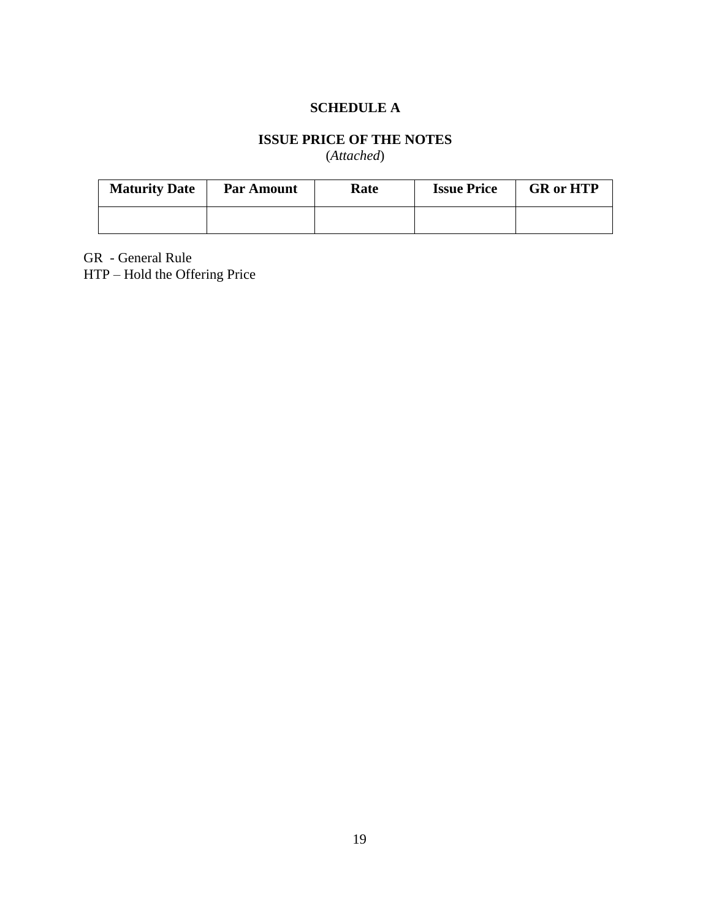# SCHEDULE A

## ISSUE PRICE OF THE NOTES

(*Attached*)

| Maturity Date | Par Amount | Rate | Issue Price | GR or HTP |
|---|---|---|---|---|
| | | | | |

GR - General Rule
HTP – Hold the Offering Price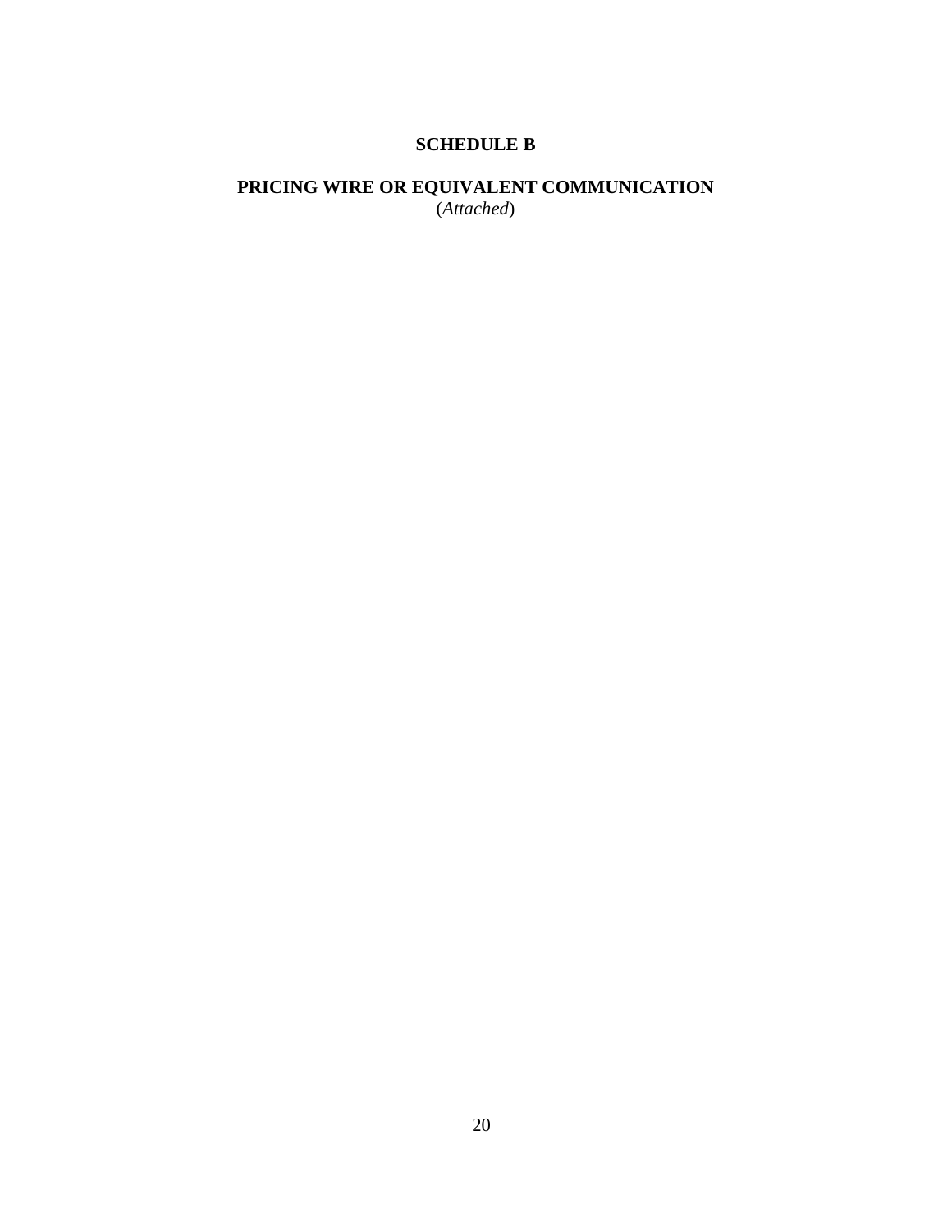# SCHEDULE B

## PRICING WIRE OR EQUIVALENT COMMUNICATION

(*Attached*)